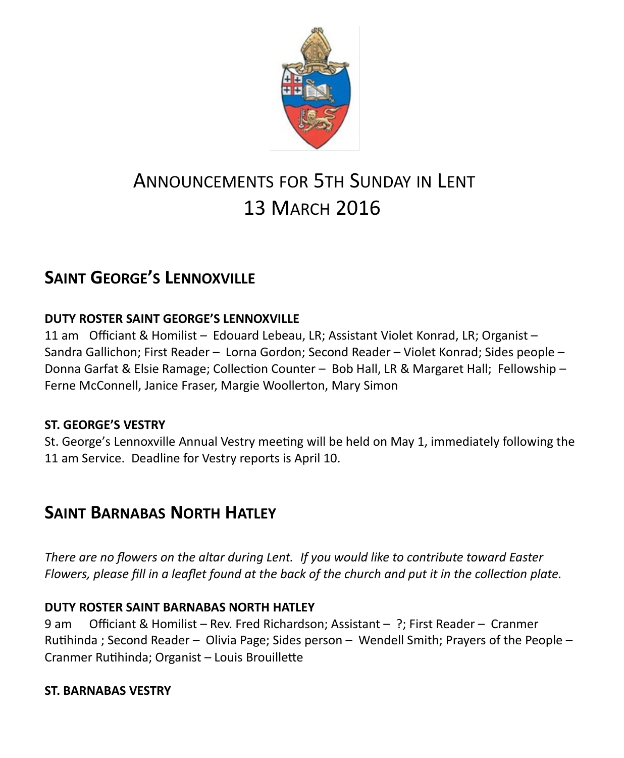# Announcements for 5th Sunday in Lent
# 13 March 2016

## Saint George's Lennoxville

### DUTY ROSTER SAINT GEORGE'S LENNOXVILLE

11 am Officiant & Homilist – Edouard Lebeau, LR; Assistant Violet Konrad, LR; Organist – Sandra Gallichon; First Reader – Lorna Gordon; Second Reader – Violet Konrad; Sides people – Donna Garfat & Elsie Ramage; Collection Counter – Bob Hall, LR & Margaret Hall; Fellowship – Ferne McConnell, Janice Fraser, Margie Woollerton, Mary Simon

### ST. GEORGE'S VESTRY

St. George's Lennoxville Annual Vestry meeting will be held on May 1, immediately following the 11 am Service. Deadline for Vestry reports is April 10.

## Saint Barnabas North Hatley

*There are no flowers on the altar during Lent. If you would like to contribute toward Easter Flowers, please fill in a leaflet found at the back of the church and put it in the collection plate.*

### DUTY ROSTER SAINT BARNABAS NORTH HATLEY

9 am Officiant & Homilist – Rev. Fred Richardson; Assistant – ?; First Reader – Cranmer Rutihinda ; Second Reader – Olivia Page; Sides person – Wendell Smith; Prayers of the People – Cranmer Rutihinda; Organist – Louis Brouillette

### ST. BARNABAS VESTRY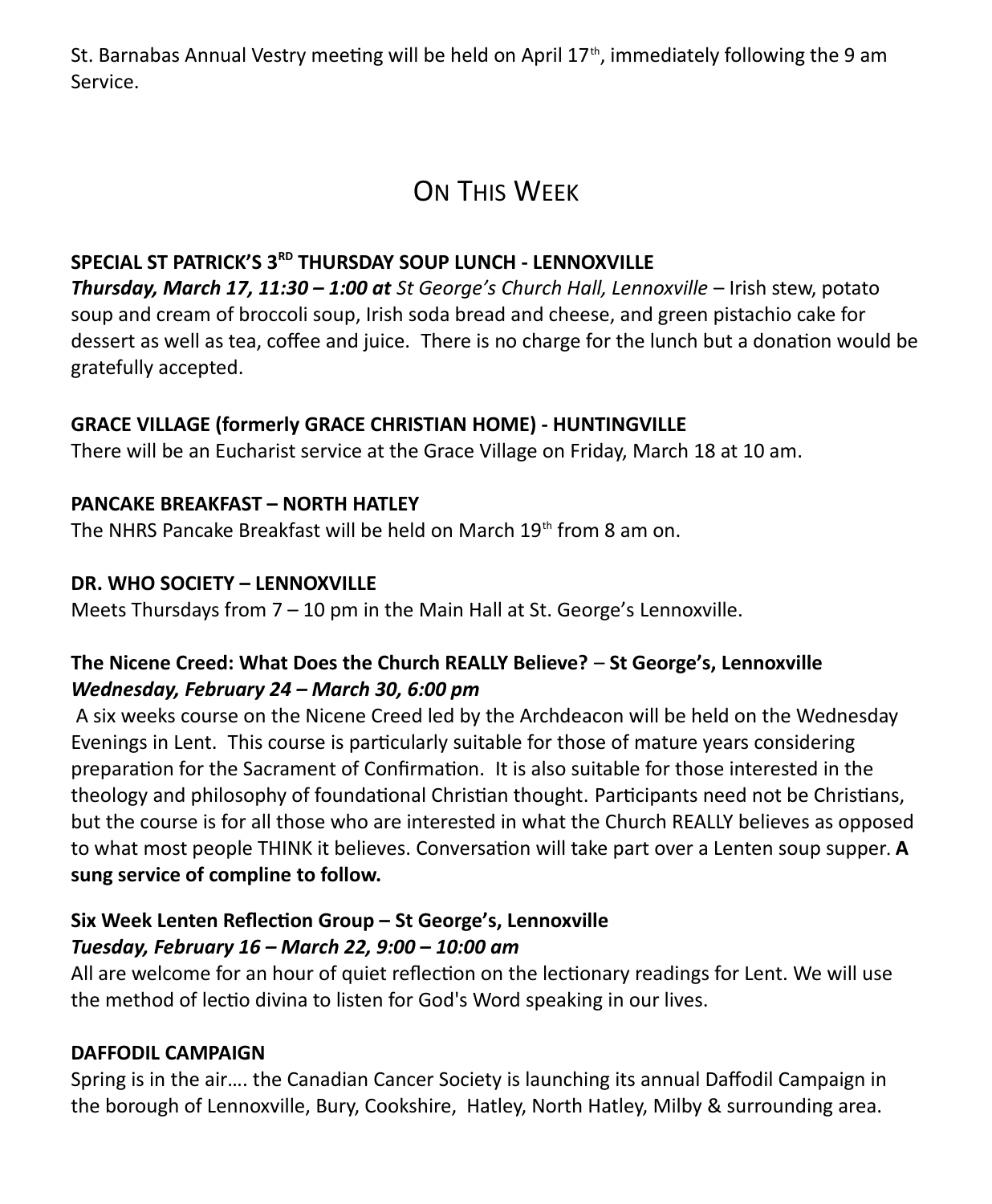St. Barnabas Annual Vestry meeting will be held on April 17th, immediately following the 9 am Service.

# On This Week

### SPECIAL ST PATRICK'S 3RD THURSDAY SOUP LUNCH - LENNOXVILLE

***Thursday, March 17, 11:30 – 1:00 at*** *St George's Church Hall, Lennoxville* – Irish stew, potato soup and cream of broccoli soup, Irish soda bread and cheese, and green pistachio cake for dessert as well as tea, coffee and juice. There is no charge for the lunch but a donation would be gratefully accepted.

### GRACE VILLAGE (formerly GRACE CHRISTIAN HOME) - HUNTINGVILLE

There will be an Eucharist service at the Grace Village on Friday, March 18 at 10 am.

### PANCAKE BREAKFAST – NORTH HATLEY

The NHRS Pancake Breakfast will be held on March 19th from 8 am on.

### DR. WHO SOCIETY – LENNOXVILLE

Meets Thursdays from 7 – 10 pm in the Main Hall at St. George's Lennoxville.

### The Nicene Creed: What Does the Church REALLY Believe? – St George's, Lennoxville

***Wednesday, February 24 – March 30, 6:00 pm***

A six weeks course on the Nicene Creed led by the Archdeacon will be held on the Wednesday Evenings in Lent. This course is particularly suitable for those of mature years considering preparation for the Sacrament of Confirmation. It is also suitable for those interested in the theology and philosophy of foundational Christian thought. Participants need not be Christians, but the course is for all those who are interested in what the Church REALLY believes as opposed to what most people THINK it believes. Conversation will take part over a Lenten soup supper. **A sung service of compline to follow.**

### Six Week Lenten Reflection Group – St George's, Lennoxville

***Tuesday, February 16 – March 22, 9:00 – 10:00 am***

All are welcome for an hour of quiet reflection on the lectionary readings for Lent. We will use the method of lectio divina to listen for God's Word speaking in our lives.

### DAFFODIL CAMPAIGN

Spring is in the air…. the Canadian Cancer Society is launching its annual Daffodil Campaign in the borough of Lennoxville, Bury, Cookshire, Hatley, North Hatley, Milby & surrounding area.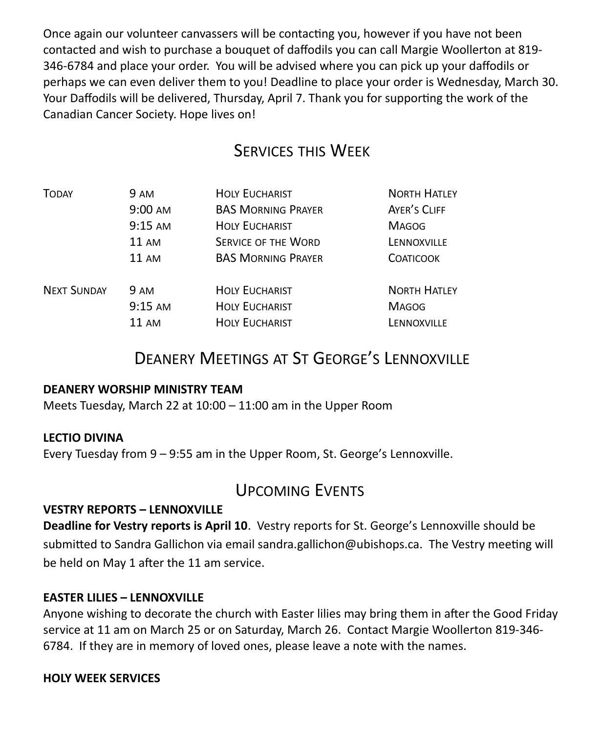Once again our volunteer canvassers will be contacting you, however if you have not been contacted and wish to purchase a bouquet of daffodils you can call Margie Woollerton at 819-346-6784 and place your order. You will be advised where you can pick up your daffodils or perhaps we can even deliver them to you! Deadline to place your order is Wednesday, March 30. Your Daffodils will be delivered, Thursday, April 7. Thank you for supporting the work of the Canadian Cancer Society. Hope lives on!

## Services this Week

| | | | |
|---|---|---|---|
| Today | 9 am | Holy Eucharist | North Hatley |
| | 9:00 am | BAS Morning Prayer | Ayer's Cliff |
| | 9:15 am | Holy Eucharist | Magog |
| | 11 am | Service of the Word | Lennoxville |
| | 11 am | BAS Morning Prayer | Coaticook |
| Next Sunday | 9 am | Holy Eucharist | North Hatley |
| | 9:15 am | Holy Eucharist | Magog |
| | 11 am | Holy Eucharist | Lennoxville |

## Deanery Meetings at St George's Lennoxville

**DEANERY WORSHIP MINISTRY TEAM**
Meets Tuesday, March 22 at 10:00 – 11:00 am in the Upper Room

**LECTIO DIVINA**
Every Tuesday from 9 – 9:55 am in the Upper Room, St. George's Lennoxville.

## Upcoming Events

**VESTRY REPORTS – LENNOXVILLE**
**Deadline for Vestry reports is April 10**. Vestry reports for St. George's Lennoxville should be submitted to Sandra Gallichon via email sandra.gallichon@ubishops.ca. The Vestry meeting will be held on May 1 after the 11 am service.

**EASTER LILIES – LENNOXVILLE**
Anyone wishing to decorate the church with Easter lilies may bring them in after the Good Friday service at 11 am on March 25 or on Saturday, March 26. Contact Margie Woollerton 819-346-6784. If they are in memory of loved ones, please leave a note with the names.

**HOLY WEEK SERVICES**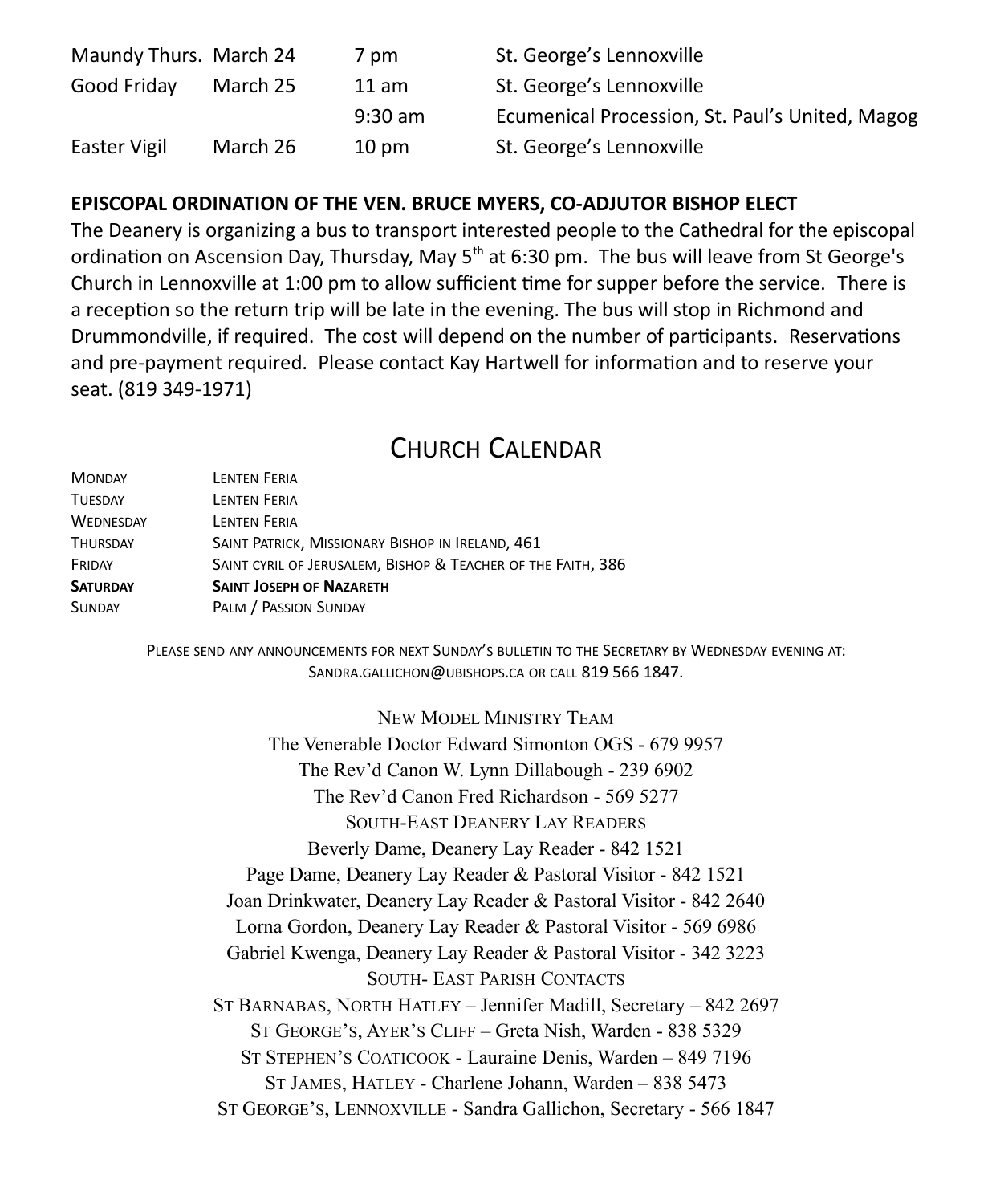| | | | |
|---|---|---|---|
| Maundy Thurs. | March 24 | 7 pm | St. George's Lennoxville |
| Good Friday | March 25 | 11 am | St. George's Lennoxville |
| | | 9:30 am | Ecumenical Procession, St. Paul's United, Magog |
| Easter Vigil | March 26 | 10 pm | St. George's Lennoxville |

**EPISCOPAL ORDINATION OF THE VEN. BRUCE MYERS, CO-ADJUTOR BISHOP ELECT**

The Deanery is organizing a bus to transport interested people to the Cathedral for the episcopal ordination on Ascension Day, Thursday, May 5th at 6:30 pm. The bus will leave from St George's Church in Lennoxville at 1:00 pm to allow sufficient time for supper before the service. There is a reception so the return trip will be late in the evening. The bus will stop in Richmond and Drummondville, if required. The cost will depend on the number of participants. Reservations and pre-payment required. Please contact Kay Hartwell for information and to reserve your seat. (819 349-1971)

## Church Calendar

| | |
|---|---|
| Monday | Lenten Feria |
| Tuesday | Lenten Feria |
| Wednesday | Lenten Feria |
| Thursday | Saint Patrick, Missionary Bishop in Ireland, 461 |
| Friday | Saint cyril of Jerusalem, Bishop & Teacher of the Faith, 386 |
| **Saturday** | **Saint Joseph of Nazareth** |
| Sunday | Palm / Passion Sunday |

Please send any announcements for next Sunday's bulletin to the Secretary by Wednesday evening at: Sandra.gallichon@ubishops.ca or call 819 566 1847.

New Model Ministry Team

The Venerable Doctor Edward Simonton OGS - 679 9957

The Rev'd Canon W. Lynn Dillabough - 239 6902

The Rev'd Canon Fred Richardson - 569 5277

South-East Deanery Lay Readers

Beverly Dame, Deanery Lay Reader - 842 1521

Page Dame, Deanery Lay Reader & Pastoral Visitor - 842 1521

Joan Drinkwater, Deanery Lay Reader & Pastoral Visitor - 842 2640

Lorna Gordon, Deanery Lay Reader & Pastoral Visitor - 569 6986

Gabriel Kwenga, Deanery Lay Reader & Pastoral Visitor - 342 3223

South- East Parish Contacts

St Barnabas, North Hatley – Jennifer Madill, Secretary – 842 2697

St George's, Ayer's Cliff – Greta Nish, Warden - 838 5329

St Stephen's Coaticook - Lauraine Denis, Warden – 849 7196

St James, Hatley - Charlene Johann, Warden – 838 5473

St George's, Lennoxville - Sandra Gallichon, Secretary - 566 1847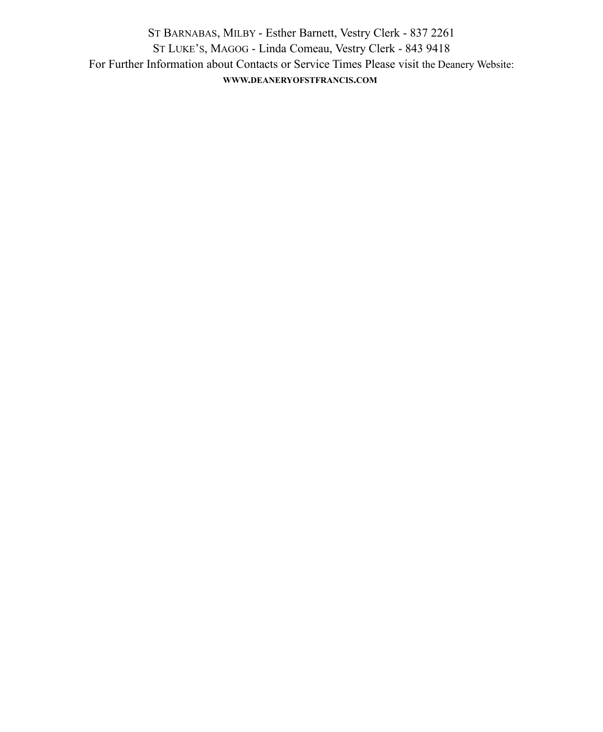St Barnabas, Milby - Esther Barnett, Vestry Clerk - 837 2261

St Luke's, Magog - Linda Comeau, Vestry Clerk - 843 9418

For Further Information about Contacts or Service Times Please visit the Deanery Website:

**WWW.DEANERYOFSTFRANCIS.COM**